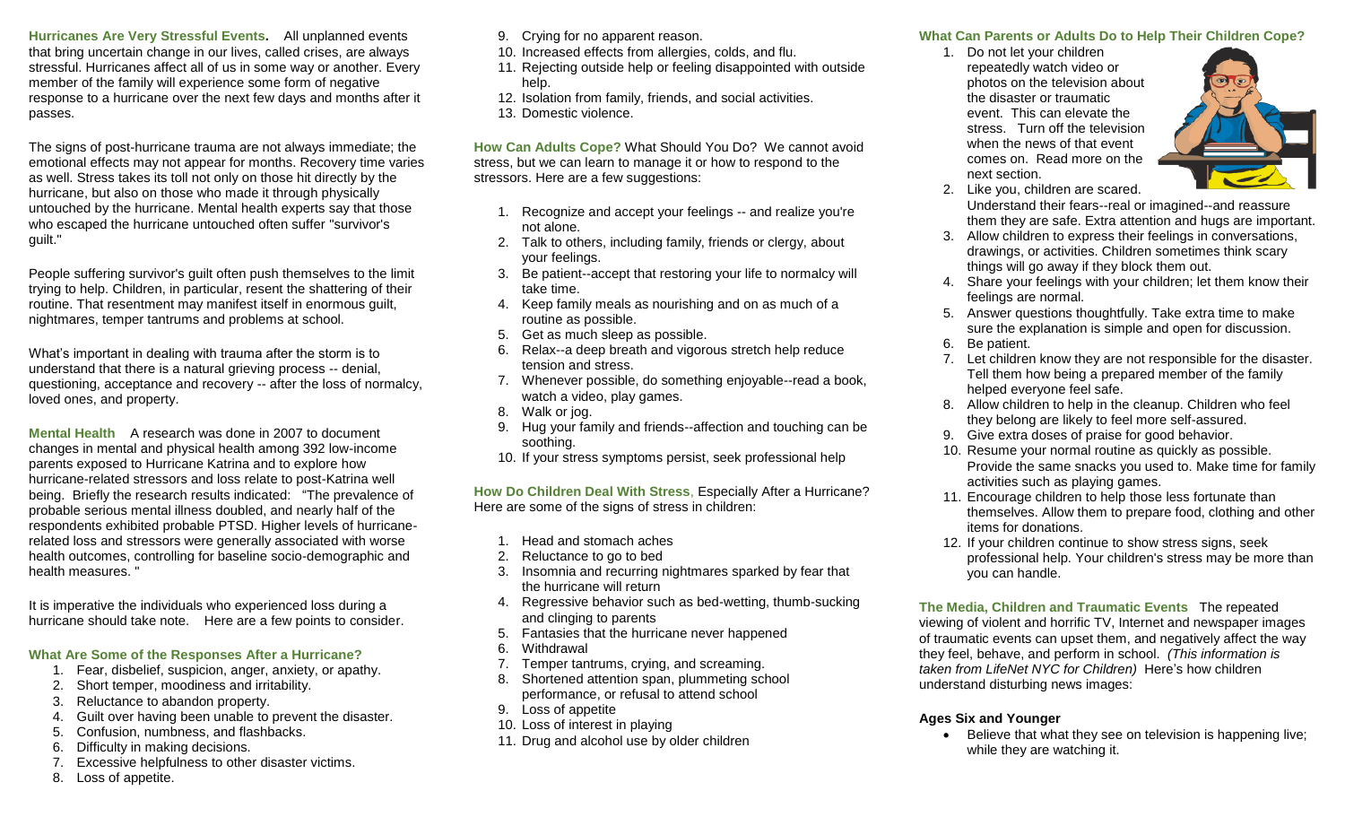**Hurricanes Are Very Stressful Events.** All unplanned events that bring uncertain change in our lives, called crises, are always stressful. Hurricanes affect all of us in some way or another. Every member of the family will experience some form of negative response to a hurricane over the next few days and months after it passes.

The signs of post-hurricane trauma are not always immediate; the emotional effects may not appear for months. Recovery time varies as well. Stress takes its toll not only on those hit directly by the hurricane, but also on those who made it through physically untouched by the hurricane. Mental health experts say that those who escaped the hurricane untouched often suffer "survivor's guilt."

People suffering survivor's guilt often push themselves to the limit trying to help. Children, in particular, resent the shattering of their routine. That resentment may manifest itself in enormous guilt, nightmares, temper tantrums and problems at school.

What's important in dealing with trauma after the storm is to understand that there is a natural grieving process -- denial, questioning, acceptance and recovery -- after the loss of normalcy, loved ones, and property.

**Mental Health** A research was done in 2007 to document changes in mental and physical health among 392 low-income parents exposed to Hurricane Katrina and to explore how hurricane-related stressors and loss relate to post-Katrina well being. Briefly the research results indicated: "The prevalence of probable serious mental illness doubled, and nearly half of the respondents exhibited probable PTSD. Higher levels of hurricane-related loss and stressors were generally associated with worse health outcomes, controlling for baseline socio-demographic and health measures. "

It is imperative the individuals who experienced loss during a hurricane should take note. Here are a few points to consider.

### What Are Some of the Responses After a Hurricane?

1. Fear, disbelief, suspicion, anger, anxiety, or apathy.
2. Short temper, moodiness and irritability.
3. Reluctance to abandon property.
4. Guilt over having been unable to prevent the disaster.
5. Confusion, numbness, and flashbacks.
6. Difficulty in making decisions.
7. Excessive helpfulness to other disaster victims.
8. Loss of appetite.
9. Crying for no apparent reason.
10. Increased effects from allergies, colds, and flu.
11. Rejecting outside help or feeling disappointed with outside help.
12. Isolation from family, friends, and social activities.
13. Domestic violence.

**How Can Adults Cope?** What Should You Do? We cannot avoid stress, but we can learn to manage it or how to respond to the stressors. Here are a few suggestions:

1. Recognize and accept your feelings -- and realize you're not alone.
2. Talk to others, including family, friends or clergy, about your feelings.
3. Be patient--accept that restoring your life to normalcy will take time.
4. Keep family meals as nourishing and on as much of a routine as possible.
5. Get as much sleep as possible.
6. Relax--a deep breath and vigorous stretch help reduce tension and stress.
7. Whenever possible, do something enjoyable--read a book, watch a video, play games.
8. Walk or jog.
9. Hug your family and friends--affection and touching can be soothing.
10. If your stress symptoms persist, seek professional help

**How Do Children Deal With Stress**, Especially After a Hurricane? Here are some of the signs of stress in children:

1. Head and stomach aches
2. Reluctance to go to bed
3. Insomnia and recurring nightmares sparked by fear that the hurricane will return
4. Regressive behavior such as bed-wetting, thumb-sucking and clinging to parents
5. Fantasies that the hurricane never happened
6. Withdrawal
7. Temper tantrums, crying, and screaming.
8. Shortened attention span, plummeting school performance, or refusal to attend school
9. Loss of appetite
10. Loss of interest in playing
11. Drug and alcohol use by older children

### What Can Parents or Adults Do to Help Their Children Cope?

1. Do not let your children repeatedly watch video or photos on the television about the disaster or traumatic event. This can elevate the stress. Turn off the television when the news of that event comes on. Read more on the next section.
2. Like you, children are scared. Understand their fears--real or imagined--and reassure them they are safe. Extra attention and hugs are important.
3. Allow children to express their feelings in conversations, drawings, or activities. Children sometimes think scary things will go away if they block them out.
4. Share your feelings with your children; let them know their feelings are normal.
5. Answer questions thoughtfully. Take extra time to make sure the explanation is simple and open for discussion.
6. Be patient.
7. Let children know they are not responsible for the disaster. Tell them how being a prepared member of the family helped everyone feel safe.
8. Allow children to help in the cleanup. Children who feel they belong are likely to feel more self-assured.
9. Give extra doses of praise for good behavior.
10. Resume your normal routine as quickly as possible. Provide the same snacks you used to. Make time for family activities such as playing games.
11. Encourage children to help those less fortunate than themselves. Allow them to prepare food, clothing and other items for donations.
12. If your children continue to show stress signs, seek professional help. Your children's stress may be more than you can handle.

**The Media, Children and Traumatic Events** The repeated viewing of violent and horrific TV, Internet and newspaper images of traumatic events can upset them, and negatively affect the way they feel, behave, and perform in school. *(This information is taken from LifeNet NYC for Children)* Here's how children understand disturbing news images:

**Ages Six and Younger**

- Believe that what they see on television is happening live; while they are watching it.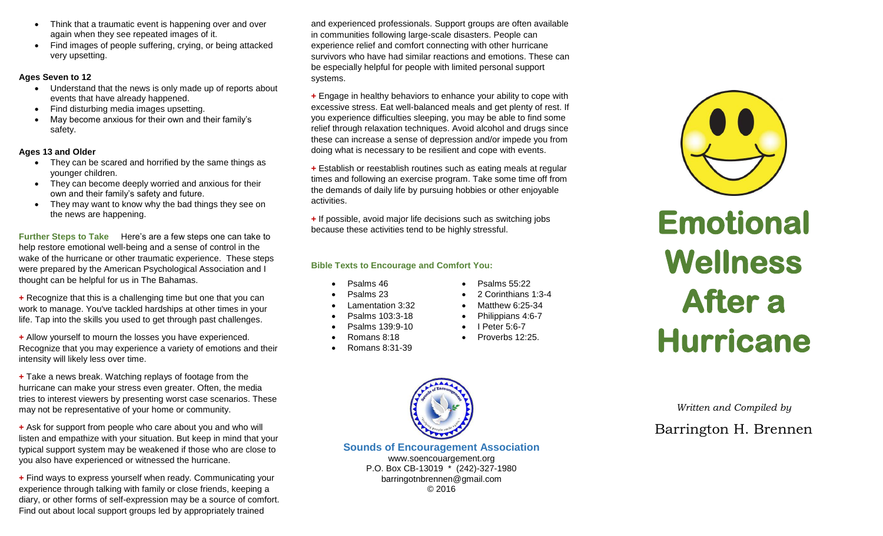- Think that a traumatic event is happening over and over again when they see repeated images of it.
- Find images of people suffering, crying, or being attacked very upsetting.

**Ages Seven to 12**

- Understand that the news is only made up of reports about events that have already happened.
- Find disturbing media images upsetting.
- May become anxious for their own and their family's safety.

**Ages 13 and Older**

- They can be scared and horrified by the same things as younger children.
- They can become deeply worried and anxious for their own and their family's safety and future.
- They may want to know why the bad things they see on the news are happening.

**Further Steps to Take** Here's are a few steps one can take to help restore emotional well-being and a sense of control in the wake of the hurricane or other traumatic experience. These steps were prepared by the American Psychological Association and I thought can be helpful for us in The Bahamas.

**+** Recognize that this is a challenging time but one that you can work to manage. You've tackled hardships at other times in your life. Tap into the skills you used to get through past challenges.

**+** Allow yourself to mourn the losses you have experienced. Recognize that you may experience a variety of emotions and their intensity will likely less over time.

**+** Take a news break. Watching replays of footage from the hurricane can make your stress even greater. Often, the media tries to interest viewers by presenting worst case scenarios. These may not be representative of your home or community.

**+** Ask for support from people who care about you and who will listen and empathize with your situation. But keep in mind that your typical support system may be weakened if those who are close to you also have experienced or witnessed the hurricane.

**+** Find ways to express yourself when ready. Communicating your experience through talking with family or close friends, keeping a diary, or other forms of self-expression may be a source of comfort. Find out about local support groups led by appropriately trained and experienced professionals. Support groups are often available in communities following large-scale disasters. People can experience relief and comfort connecting with other hurricane survivors who have had similar reactions and emotions. These can be especially helpful for people with limited personal support systems.

**+** Engage in healthy behaviors to enhance your ability to cope with excessive stress. Eat well-balanced meals and get plenty of rest. If you experience difficulties sleeping, you may be able to find some relief through relaxation techniques. Avoid alcohol and drugs since these can increase a sense of depression and/or impede you from doing what is necessary to be resilient and cope with events.

**+** Establish or reestablish routines such as eating meals at regular times and following an exercise program. Take some time off from the demands of daily life by pursuing hobbies or other enjoyable activities.

**+** If possible, avoid major life decisions such as switching jobs because these activities tend to be highly stressful.

**Bible Texts to Encourage and Comfort You:**

- Psalms 46
- Psalms 23
- Lamentation 3:32
- Psalms 103:3-18
- Psalms 139:9-10
- Romans 8:18
- Romans 8:31-39
- Psalms 55:22
- 2 Corinthians 1:3-4
- Matthew 6:25-34
- Philippians 4:6-7
- I Peter 5:6-7
- Proverbs 12:25.

**Sounds of Encouragement Association**

www.soencouargement.org
P.O. Box CB-13019 * (242)-327-1980
barringotnbrennen@gmail.com
© 2016

# Emotional Wellness After a Hurricane

*Written and Compiled by*

Barrington H. Brennen